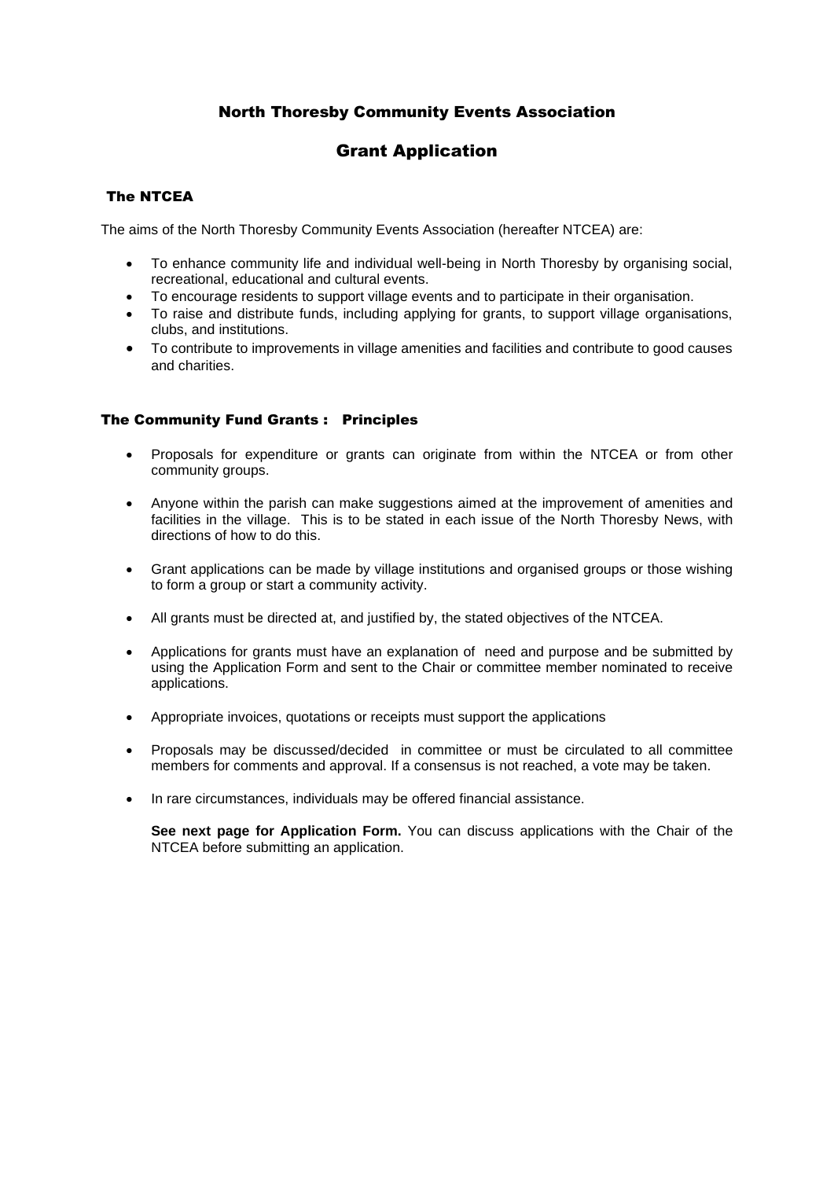# North Thoresby Community Events Association

## Grant Application

### The NTCEA

The aims of the North Thoresby Community Events Association (hereafter NTCEA) are:

- To enhance community life and individual well-being in North Thoresby by organising social, recreational, educational and cultural events.
- To encourage residents to support village events and to participate in their organisation.
- To raise and distribute funds, including applying for grants, to support village organisations, clubs, and institutions.
- To contribute to improvements in village amenities and facilities and contribute to good causes and charities.

### The Community Fund Grants : Principles

- Proposals for expenditure or grants can originate from within the NTCEA or from other community groups.
- Anyone within the parish can make suggestions aimed at the improvement of amenities and facilities in the village. This is to be stated in each issue of the North Thoresby News, with directions of how to do this.
- Grant applications can be made by village institutions and organised groups or those wishing to form a group or start a community activity.
- All grants must be directed at, and justified by, the stated objectives of the NTCEA.
- Applications for grants must have an explanation of need and purpose and be submitted by using the Application Form and sent to the Chair or committee member nominated to receive applications.
- Appropriate invoices, quotations or receipts must support the applications
- Proposals may be discussed/decided in committee or must be circulated to all committee members for comments and approval. If a consensus is not reached, a vote may be taken.
- In rare circumstances, individuals may be offered financial assistance.

  **See next page for Application Form.** You can discuss applications with the Chair of the NTCEA before submitting an application.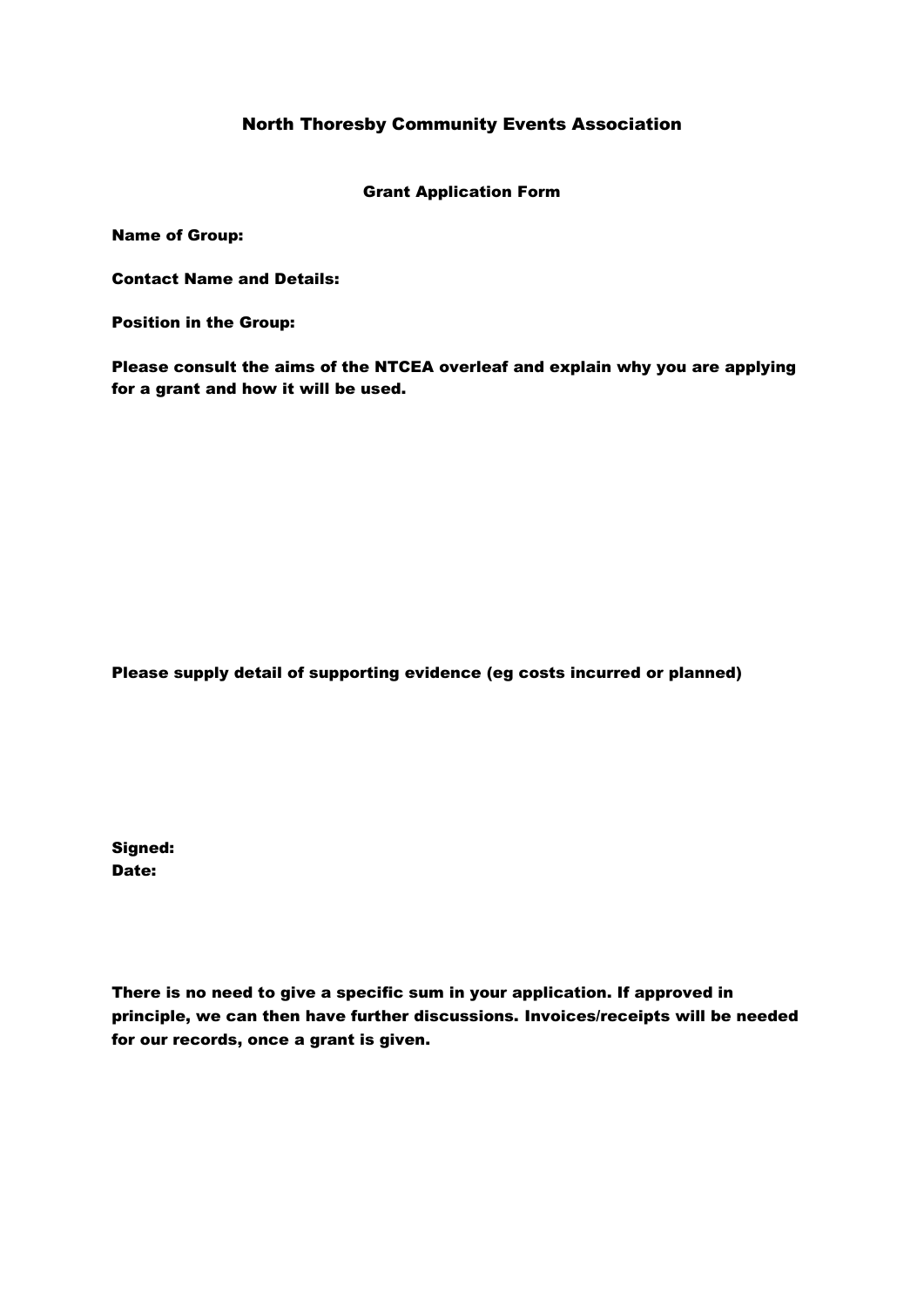## North Thoresby Community Events Association

### Grant Application Form

**Name of Group:**

**Contact Name and Details:**

**Position in the Group:**

**Please consult the aims of the NTCEA overleaf and explain why you are applying for a grant and how it will be used.**

**Please supply detail of supporting evidence (eg costs incurred or planned)**

**Signed:**
**Date:**

**There is no need to give a specific sum in your application. If approved in principle, we can then have further discussions. Invoices/receipts will be needed for our records, once a grant is given.**